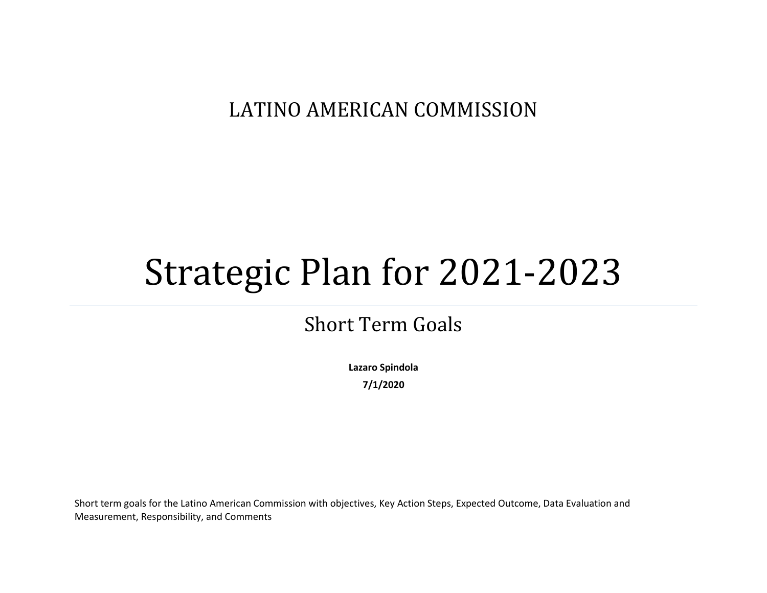LATINO AMERICAN COMMISSION

# Strategic Plan for 2021-2023

## Short Term Goals

**Lazaro Spindola**

**7/1/2020**

Short term goals for the Latino American Commission with objectives, Key Action Steps, Expected Outcome, Data Evaluation and Measurement, Responsibility, and Comments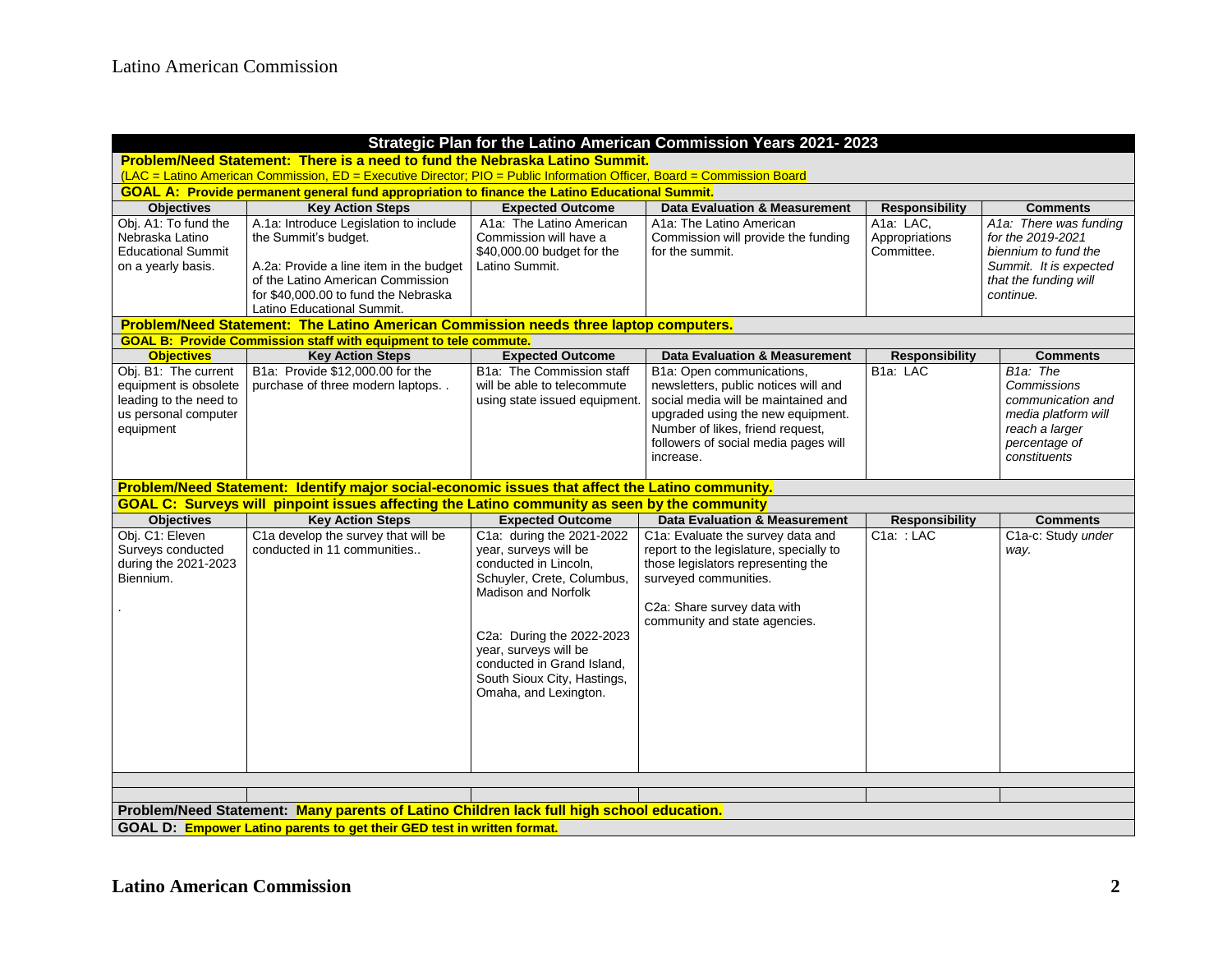| Strategic Plan for the Latino American Commission Years 2021- 2023 | | | | | |
|---|---|---|---|---|---|
| **Problem/Need Statement: There is a need to fund the Nebraska Latino Summit.** | | | | | |
| (LAC = Latino American Commission, ED = Executive Director; PIO = Public Information Officer, Board = Commission Board | | | | | |
| **GOAL A: Provide permanent general fund appropriation to finance the Latino Educational Summit.** | | | | | |
| **Objectives** | **Key Action Steps** | **Expected Outcome** | **Data Evaluation & Measurement** | **Responsibility** | **Comments** |
| Obj. A1: To fund the Nebraska Latino Educational Summit on a yearly basis. | A.1a: Introduce Legislation to include the Summit's budget.<br><br>A.2a: Provide a line item in the budget of the Latino American Commission for $40,000.00 to fund the Nebraska Latino Educational Summit. | A1a: The Latino American Commission will have a $40,000.00 budget for the Latino Summit. | A1a: The Latino American Commission will provide the funding for the summit. | A1a: LAC, Appropriations Committee. | *A1a: There was funding for the 2019-2021 biennium to fund the Summit. It is expected that the funding will continue.* |
| **Problem/Need Statement: The Latino American Commission needs three laptop computers.** | | | | | |
| **GOAL B: Provide Commission staff with equipment to tele commute.** | | | | | |
| **Objectives** | **Key Action Steps** | **Expected Outcome** | **Data Evaluation & Measurement** | **Responsibility** | **Comments** |
| Obj. B1: The current equipment is obsolete leading to the need to us personal computer equipment | B1a: Provide $12,000.00 for the purchase of three modern laptops. . | B1a: The Commission staff will be able to telecommute using state issued equipment. | B1a: Open communications, newsletters, public notices will and social media will be maintained and upgraded using the new equipment. Number of likes, friend request, followers of social media pages will increase. | B1a: LAC | *B1a: The Commissions communication and media platform will reach a larger percentage of constituents* |
| **Problem/Need Statement: Identify major social-economic issues that affect the Latino community.** | | | | | |
| **GOAL C: Surveys will pinpoint issues affecting the Latino community as seen by the community** | | | | | |
| **Objectives** | **Key Action Steps** | **Expected Outcome** | **Data Evaluation & Measurement** | **Responsibility** | **Comments** |
| Obj. C1: Eleven Surveys conducted during the 2021-2023 Biennium.<br><br>. | C1a develop the survey that will be conducted in 11 communities.. | C1a: during the 2021-2022 year, surveys will be conducted in Lincoln, Schuyler, Crete, Columbus, Madison and Norfolk<br><br>C2a: During the 2022-2023 year, surveys will be conducted in Grand Island, South Sioux City, Hastings, Omaha, and Lexington. | C1a: Evaluate the survey data and report to the legislature, specially to those legislators representing the surveyed communities.<br><br>C2a: Share survey data with community and state agencies. | C1a: : LAC | C1a-c: Study *under way.* |
| | | | | | |
| | | | | | |
| **Problem/Need Statement: Many parents of Latino Children lack full high school education.** | | | | | |
| **GOAL D: Empower Latino parents to get their GED test in written format.** | | | | | |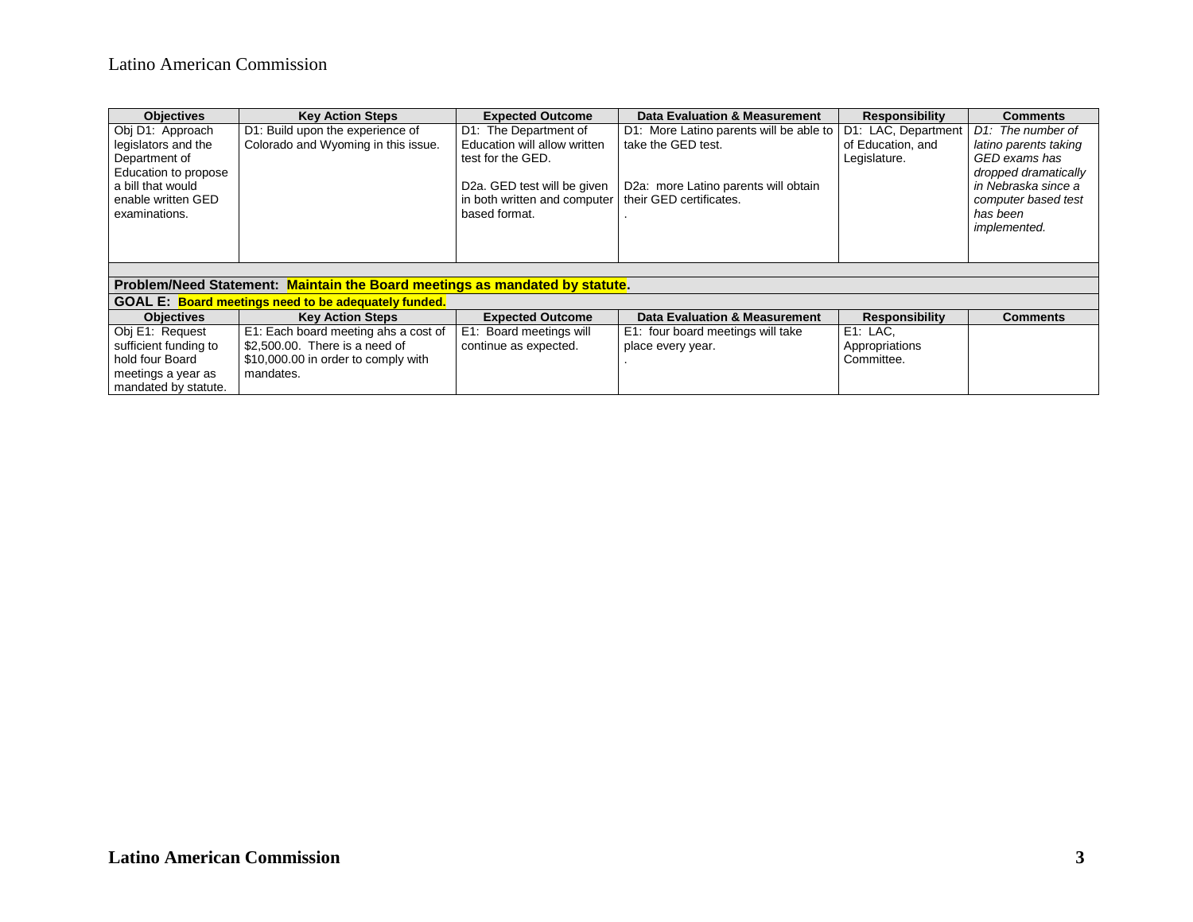| Objectives | Key Action Steps | Expected Outcome | Data Evaluation & Measurement | Responsibility | Comments |
|---|---|---|---|---|---|
| Obj D1: Approach legislators and the Department of Education to propose a bill that would enable written GED examinations. | D1: Build upon the experience of Colorado and Wyoming in this issue. | D1: The Department of Education will allow written test for the GED.<br><br>D2a. GED test will be given in both written and computer based format. | D1: More Latino parents will be able to take the GED test.<br><br>D2a: more Latino parents will obtain their GED certificates.<br>. | D1: LAC, Department of Education, and Legislature. | *D1: The number of latino parents taking GED exams has dropped dramatically in Nebraska since a computer based test has been implemented.* |

**Problem/Need Statement: Maintain the Board meetings as mandated by statute.**

**GOAL E: Board meetings need to be adequately funded.**

| Objectives | Key Action Steps | Expected Outcome | Data Evaluation & Measurement | Responsibility | Comments |
|---|---|---|---|---|---|
| Obj E1: Request sufficient funding to hold four Board meetings a year as mandated by statute. | E1: Each board meeting ahs a cost of $2,500.00. There is a need of $10,000.00 in order to comply with mandates. | E1: Board meetings will continue as expected. | E1: four board meetings will take place every year.<br>. | E1: LAC, Appropriations Committee. | |